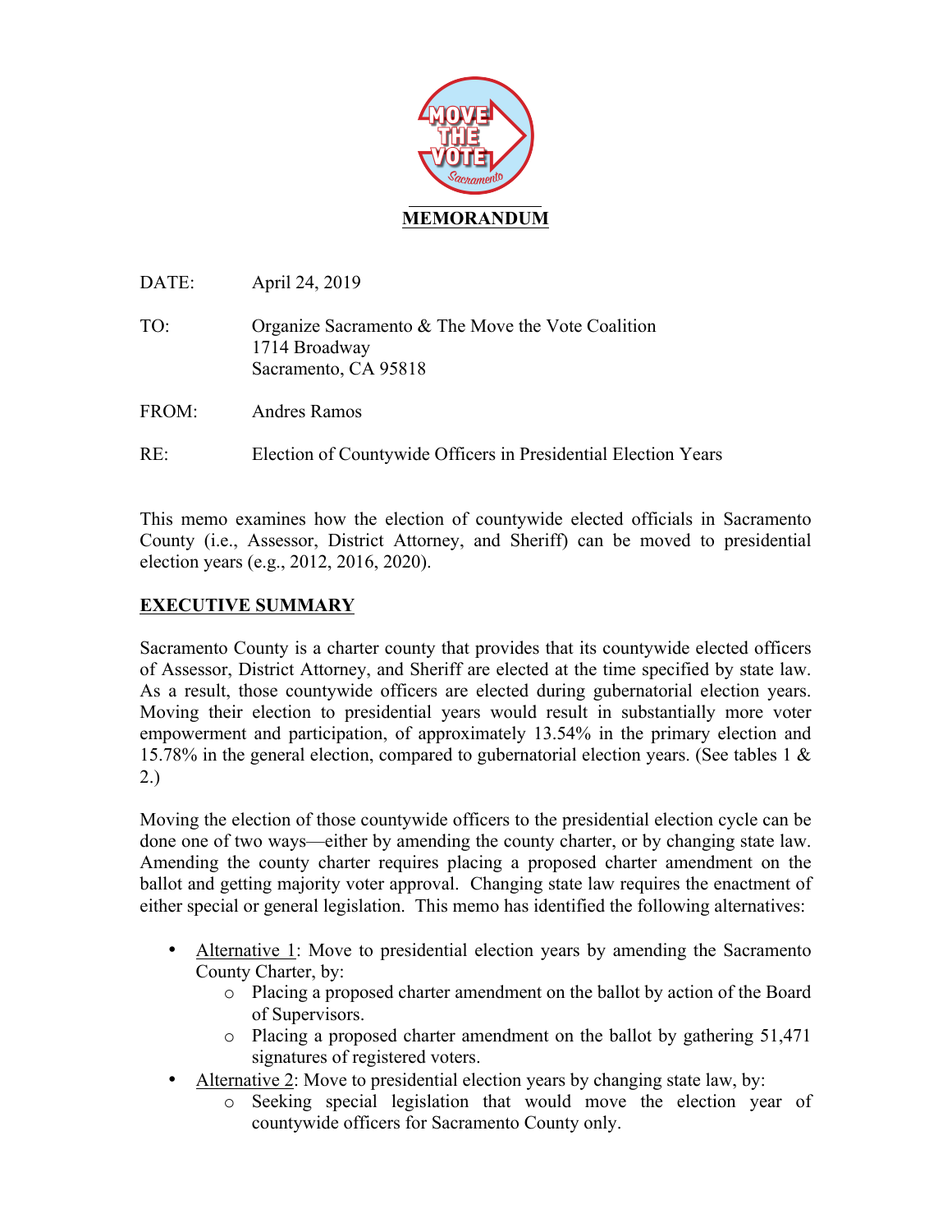# MEMORANDUM

DATE: April 24, 2019

TO: Organize Sacramento & The Move the Vote Coalition
1714 Broadway
Sacramento, CA 95818

FROM: Andres Ramos

RE: Election of Countywide Officers in Presidential Election Years

This memo examines how the election of countywide elected officials in Sacramento County (i.e., Assessor, District Attorney, and Sheriff) can be moved to presidential election years (e.g., 2012, 2016, 2020).

## EXECUTIVE SUMMARY

Sacramento County is a charter county that provides that its countywide elected officers of Assessor, District Attorney, and Sheriff are elected at the time specified by state law. As a result, those countywide officers are elected during gubernatorial election years. Moving their election to presidential years would result in substantially more voter empowerment and participation, of approximately 13.54% in the primary election and 15.78% in the general election, compared to gubernatorial election years. (See tables 1 & 2.)

Moving the election of those countywide officers to the presidential election cycle can be done one of two ways—either by amending the county charter, or by changing state law. Amending the county charter requires placing a proposed charter amendment on the ballot and getting majority voter approval. Changing state law requires the enactment of either special or general legislation. This memo has identified the following alternatives:

- Alternative 1: Move to presidential election years by amending the Sacramento County Charter, by:
  - Placing a proposed charter amendment on the ballot by action of the Board of Supervisors.
  - Placing a proposed charter amendment on the ballot by gathering 51,471 signatures of registered voters.
- Alternative 2: Move to presidential election years by changing state law, by:
  - Seeking special legislation that would move the election year of countywide officers for Sacramento County only.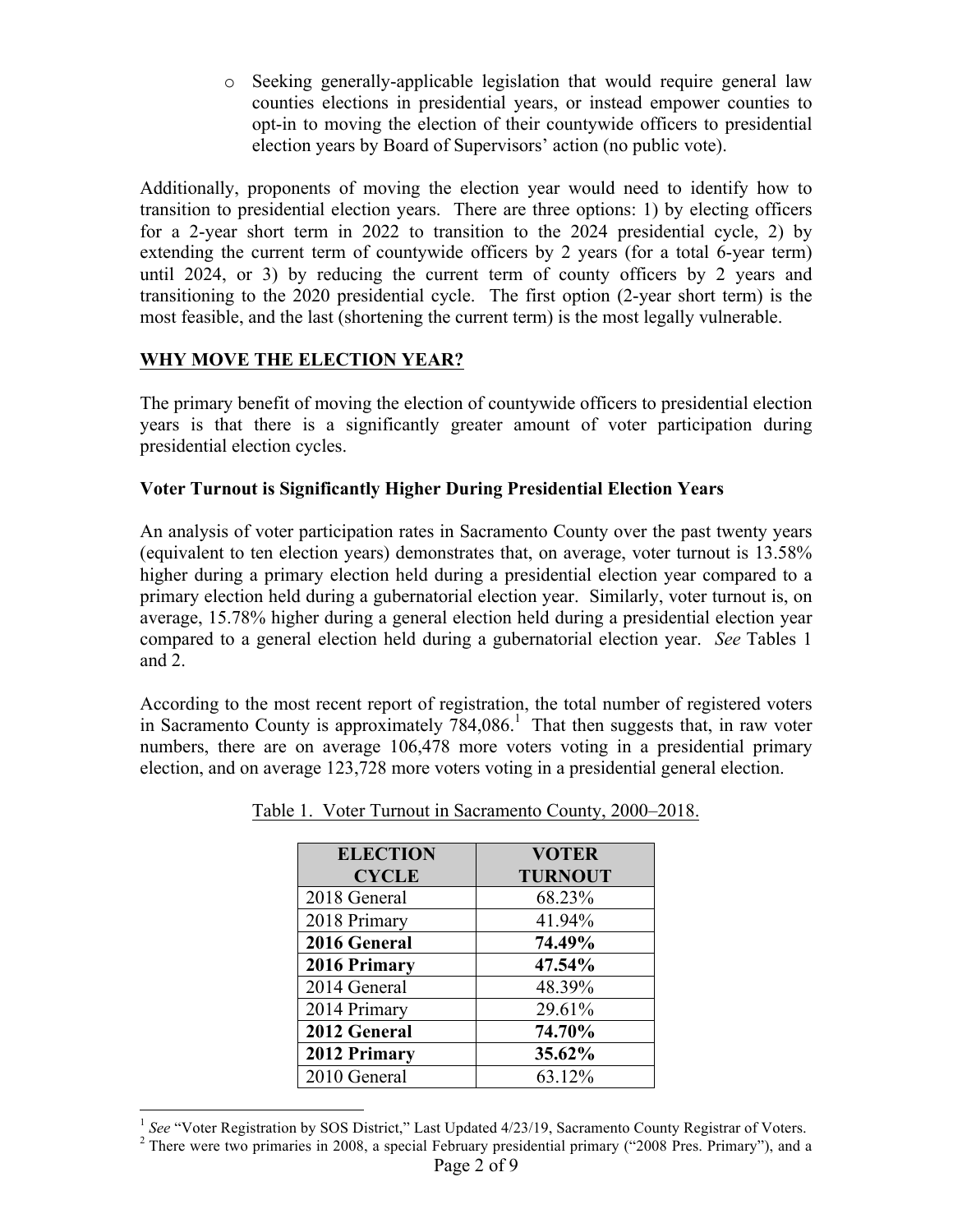- Seeking generally-applicable legislation that would require general law counties elections in presidential years, or instead empower counties to opt-in to moving the election of their countywide officers to presidential election years by Board of Supervisors' action (no public vote).

Additionally, proponents of moving the election year would need to identify how to transition to presidential election years. There are three options: 1) by electing officers for a 2-year short term in 2022 to transition to the 2024 presidential cycle, 2) by extending the current term of countywide officers by 2 years (for a total 6-year term) until 2024, or 3) by reducing the current term of county officers by 2 years and transitioning to the 2020 presidential cycle. The first option (2-year short term) is the most feasible, and the last (shortening the current term) is the most legally vulnerable.

## WHY MOVE THE ELECTION YEAR?

The primary benefit of moving the election of countywide officers to presidential election years is that there is a significantly greater amount of voter participation during presidential election cycles.

### Voter Turnout is Significantly Higher During Presidential Election Years

An analysis of voter participation rates in Sacramento County over the past twenty years (equivalent to ten election years) demonstrates that, on average, voter turnout is 13.58% higher during a primary election held during a presidential election year compared to a primary election held during a gubernatorial election year. Similarly, voter turnout is, on average, 15.78% higher during a general election held during a presidential election year compared to a general election held during a gubernatorial election year. *See* Tables 1 and 2.

According to the most recent report of registration, the total number of registered voters in Sacramento County is approximately 784,086.[1] That then suggests that, in raw voter numbers, there are on average 106,478 more voters voting in a presidential primary election, and on average 123,728 more voters voting in a presidential general election.

Table 1. Voter Turnout in Sacramento County, 2000–2018.

| ELECTION CYCLE | VOTER TURNOUT |
|---|---|
| 2018 General | 68.23% |
| 2018 Primary | 41.94% |
| **2016 General** | **74.49%** |
| **2016 Primary** | **47.54%** |
| 2014 General | 48.39% |
| 2014 Primary | 29.61% |
| **2012 General** | **74.70%** |
| **2012 Primary** | **35.62%** |
| 2010 General | 63.12% |

[1] *See* "Voter Registration by SOS District," Last Updated 4/23/19, Sacramento County Registrar of Voters.

[2] There were two primaries in 2008, a special February presidential primary ("2008 Pres. Primary"), and a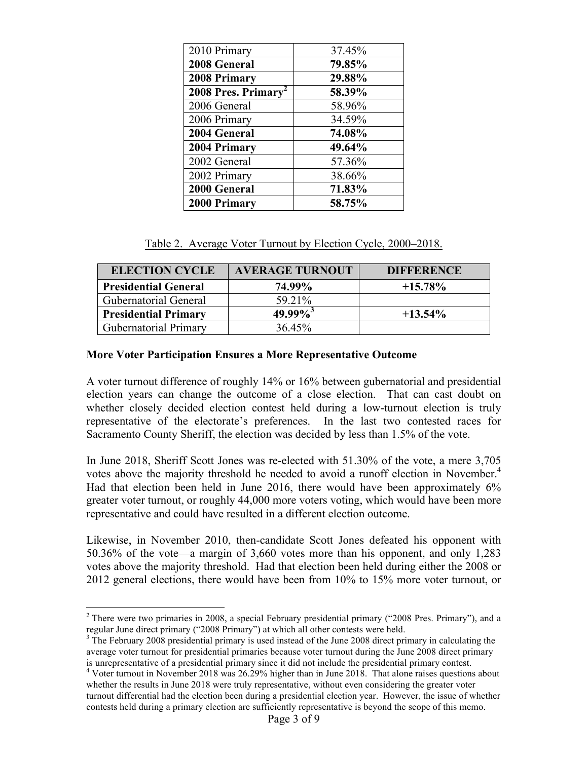| | |
|---|---|
| 2010 Primary | 37.45% |
| **2008 General** | **79.85%** |
| **2008 Primary** | **29.88%** |
| **2008 Pres. Primary**[2] | **58.39%** |
| 2006 General | 58.96% |
| 2006 Primary | 34.59% |
| **2004 General** | **74.08%** |
| **2004 Primary** | **49.64%** |
| 2002 General | 57.36% |
| 2002 Primary | 38.66% |
| **2000 General** | **71.83%** |
| **2000 Primary** | **58.75%** |

Table 2. Average Voter Turnout by Election Cycle, 2000–2018.

| ELECTION CYCLE | AVERAGE TURNOUT | DIFFERENCE |
|---|---|---|
| **Presidential General** | **74.99%** | **+15.78%** |
| Gubernatorial General | 59.21% | |
| **Presidential Primary** | **49.99%**[3] | **+13.54%** |
| Gubernatorial Primary | 36.45% | |

**More Voter Participation Ensures a More Representative Outcome**

A voter turnout difference of roughly 14% or 16% between gubernatorial and presidential election years can change the outcome of a close election. That can cast doubt on whether closely decided election contest held during a low-turnout election is truly representative of the electorate's preferences. In the last two contested races for Sacramento County Sheriff, the election was decided by less than 1.5% of the vote.

In June 2018, Sheriff Scott Jones was re-elected with 51.30% of the vote, a mere 3,705 votes above the majority threshold he needed to avoid a runoff election in November.[4] Had that election been held in June 2016, there would have been approximately 6% greater voter turnout, or roughly 44,000 more voters voting, which would have been more representative and could have resulted in a different election outcome.

Likewise, in November 2010, then-candidate Scott Jones defeated his opponent with 50.36% of the vote—a margin of 3,660 votes more than his opponent, and only 1,283 votes above the majority threshold. Had that election been held during either the 2008 or 2012 general elections, there would have been from 10% to 15% more voter turnout, or

---

[2] There were two primaries in 2008, a special February presidential primary ("2008 Pres. Primary"), and a regular June direct primary ("2008 Primary") at which all other contests were held.

[3] The February 2008 presidential primary is used instead of the June 2008 direct primary in calculating the average voter turnout for presidential primaries because voter turnout during the June 2008 direct primary is unrepresentative of a presidential primary since it did not include the presidential primary contest.

[4] Voter turnout in November 2018 was 26.29% higher than in June 2018. That alone raises questions about whether the results in June 2018 were truly representative, without even considering the greater voter turnout differential had the election been during a presidential election year. However, the issue of whether contests held during a primary election are sufficiently representative is beyond the scope of this memo.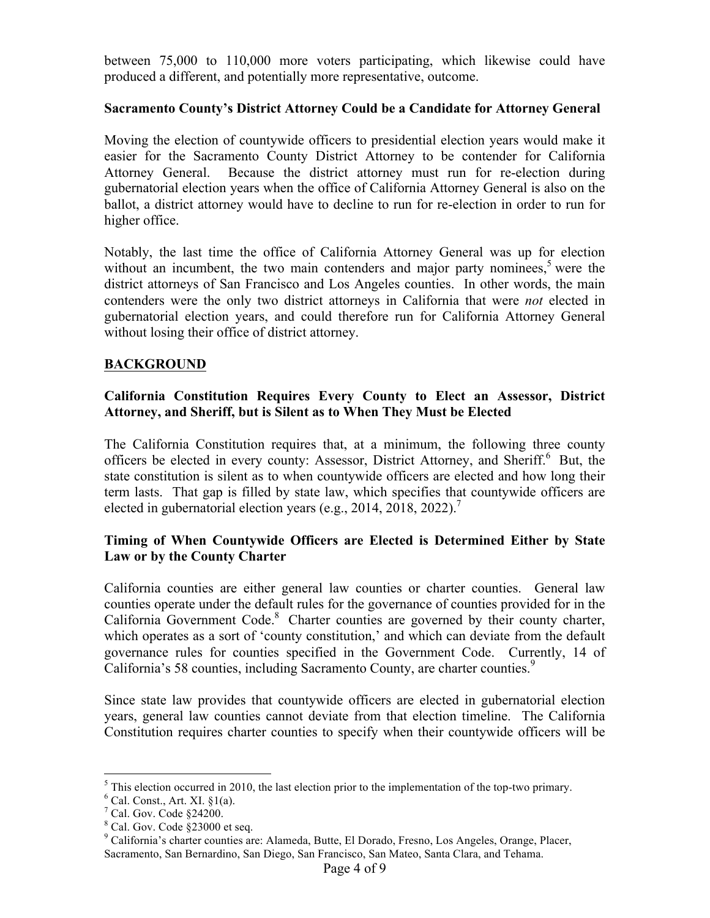between 75,000 to 110,000 more voters participating, which likewise could have produced a different, and potentially more representative, outcome.

**Sacramento County's District Attorney Could be a Candidate for Attorney General**

Moving the election of countywide officers to presidential election years would make it easier for the Sacramento County District Attorney to be contender for California Attorney General. Because the district attorney must run for re-election during gubernatorial election years when the office of California Attorney General is also on the ballot, a district attorney would have to decline to run for re-election in order to run for higher office.

Notably, the last time the office of California Attorney General was up for election without an incumbent, the two main contenders and major party nominees,[5] were the district attorneys of San Francisco and Los Angeles counties. In other words, the main contenders were the only two district attorneys in California that were *not* elected in gubernatorial election years, and could therefore run for California Attorney General without losing their office of district attorney.

## BACKGROUND

**California Constitution Requires Every County to Elect an Assessor, District Attorney, and Sheriff, but is Silent as to When They Must be Elected**

The California Constitution requires that, at a minimum, the following three county officers be elected in every county: Assessor, District Attorney, and Sheriff.[6] But, the state constitution is silent as to when countywide officers are elected and how long their term lasts. That gap is filled by state law, which specifies that countywide officers are elected in gubernatorial election years (e.g., 2014, 2018, 2022).[7]

**Timing of When Countywide Officers are Elected is Determined Either by State Law or by the County Charter**

California counties are either general law counties or charter counties. General law counties operate under the default rules for the governance of counties provided for in the California Government Code.[8] Charter counties are governed by their county charter, which operates as a sort of 'county constitution,' and which can deviate from the default governance rules for counties specified in the Government Code. Currently, 14 of California's 58 counties, including Sacramento County, are charter counties.[9]

Since state law provides that countywide officers are elected in gubernatorial election years, general law counties cannot deviate from that election timeline. The California Constitution requires charter counties to specify when their countywide officers will be

---

[5] This election occurred in 2010, the last election prior to the implementation of the top-two primary.

[6] Cal. Const., Art. XI. §1(a).

[7] Cal. Gov. Code §24200.

[8] Cal. Gov. Code §23000 et seq.

[9] California's charter counties are: Alameda, Butte, El Dorado, Fresno, Los Angeles, Orange, Placer, Sacramento, San Bernardino, San Diego, San Francisco, San Mateo, Santa Clara, and Tehama.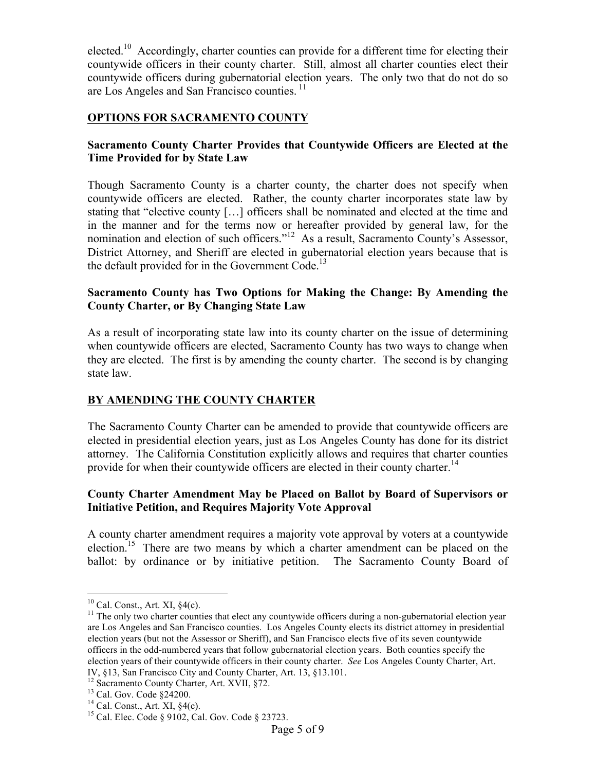elected.[10] Accordingly, charter counties can provide for a different time for electing their countywide officers in their county charter. Still, almost all charter counties elect their countywide officers during gubernatorial election years. The only two that do not do so are Los Angeles and San Francisco counties.[11]

## OPTIONS FOR SACRAMENTO COUNTY

### Sacramento County Charter Provides that Countywide Officers are Elected at the Time Provided for by State Law

Though Sacramento County is a charter county, the charter does not specify when countywide officers are elected. Rather, the county charter incorporates state law by stating that "elective county […] officers shall be nominated and elected at the time and in the manner and for the terms now or hereafter provided by general law, for the nomination and election of such officers."[12] As a result, Sacramento County's Assessor, District Attorney, and Sheriff are elected in gubernatorial election years because that is the default provided for in the Government Code.[13]

### Sacramento County has Two Options for Making the Change: By Amending the County Charter, or By Changing State Law

As a result of incorporating state law into its county charter on the issue of determining when countywide officers are elected, Sacramento County has two ways to change when they are elected. The first is by amending the county charter. The second is by changing state law.

## BY AMENDING THE COUNTY CHARTER

The Sacramento County Charter can be amended to provide that countywide officers are elected in presidential election years, just as Los Angeles County has done for its district attorney. The California Constitution explicitly allows and requires that charter counties provide for when their countywide officers are elected in their county charter.[14]

### County Charter Amendment May be Placed on Ballot by Board of Supervisors or Initiative Petition, and Requires Majority Vote Approval

A county charter amendment requires a majority vote approval by voters at a countywide election.[15] There are two means by which a charter amendment can be placed on the ballot: by ordinance or by initiative petition. The Sacramento County Board of

---

[10] Cal. Const., Art. XI, §4(c).

[11] The only two charter counties that elect any countywide officers during a non-gubernatorial election year are Los Angeles and San Francisco counties. Los Angeles County elects its district attorney in presidential election years (but not the Assessor or Sheriff), and San Francisco elects five of its seven countywide officers in the odd-numbered years that follow gubernatorial election years. Both counties specify the election years of their countywide officers in their county charter. *See* Los Angeles County Charter, Art. IV, §13, San Francisco City and County Charter, Art. 13, §13.101.

[12] Sacramento County Charter, Art. XVII, §72.

[13] Cal. Gov. Code §24200.

[14] Cal. Const., Art. XI, §4(c).

[15] Cal. Elec. Code § 9102, Cal. Gov. Code § 23723.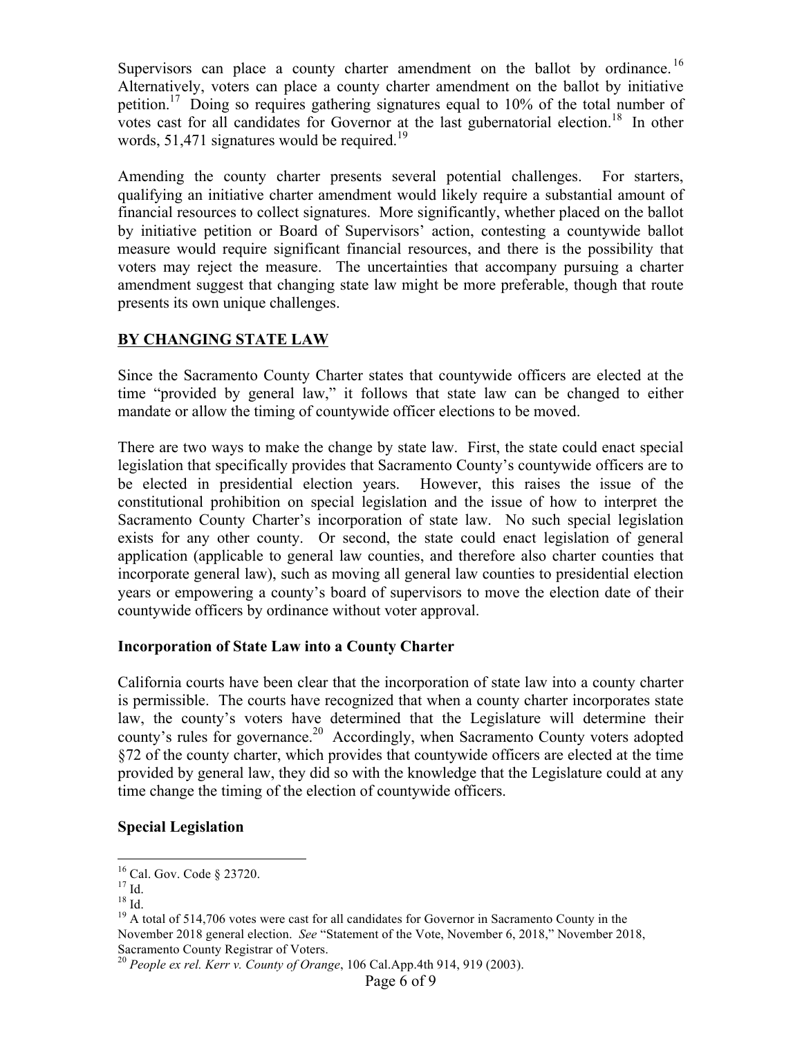Supervisors can place a county charter amendment on the ballot by ordinance.[16] Alternatively, voters can place a county charter amendment on the ballot by initiative petition.[17] Doing so requires gathering signatures equal to 10% of the total number of votes cast for all candidates for Governor at the last gubernatorial election.[18] In other words, 51,471 signatures would be required.[19]

Amending the county charter presents several potential challenges. For starters, qualifying an initiative charter amendment would likely require a substantial amount of financial resources to collect signatures. More significantly, whether placed on the ballot by initiative petition or Board of Supervisors' action, contesting a countywide ballot measure would require significant financial resources, and there is the possibility that voters may reject the measure. The uncertainties that accompany pursuing a charter amendment suggest that changing state law might be more preferable, though that route presents its own unique challenges.

## BY CHANGING STATE LAW

Since the Sacramento County Charter states that countywide officers are elected at the time "provided by general law," it follows that state law can be changed to either mandate or allow the timing of countywide officer elections to be moved.

There are two ways to make the change by state law. First, the state could enact special legislation that specifically provides that Sacramento County's countywide officers are to be elected in presidential election years. However, this raises the issue of the constitutional prohibition on special legislation and the issue of how to interpret the Sacramento County Charter's incorporation of state law. No such special legislation exists for any other county. Or second, the state could enact legislation of general application (applicable to general law counties, and therefore also charter counties that incorporate general law), such as moving all general law counties to presidential election years or empowering a county's board of supervisors to move the election date of their countywide officers by ordinance without voter approval.

### Incorporation of State Law into a County Charter

California courts have been clear that the incorporation of state law into a county charter is permissible. The courts have recognized that when a county charter incorporates state law, the county's voters have determined that the Legislature will determine their county's rules for governance.[20] Accordingly, when Sacramento County voters adopted §72 of the county charter, which provides that countywide officers are elected at the time provided by general law, they did so with the knowledge that the Legislature could at any time change the timing of the election of countywide officers.

### Special Legislation

---

[16] Cal. Gov. Code § 23720.

[17] Id.

[18] Id.

[19] A total of 514,706 votes were cast for all candidates for Governor in Sacramento County in the November 2018 general election. *See* "Statement of the Vote, November 6, 2018," November 2018, Sacramento County Registrar of Voters.

[20] *People ex rel. Kerr v. County of Orange*, 106 Cal.App.4th 914, 919 (2003).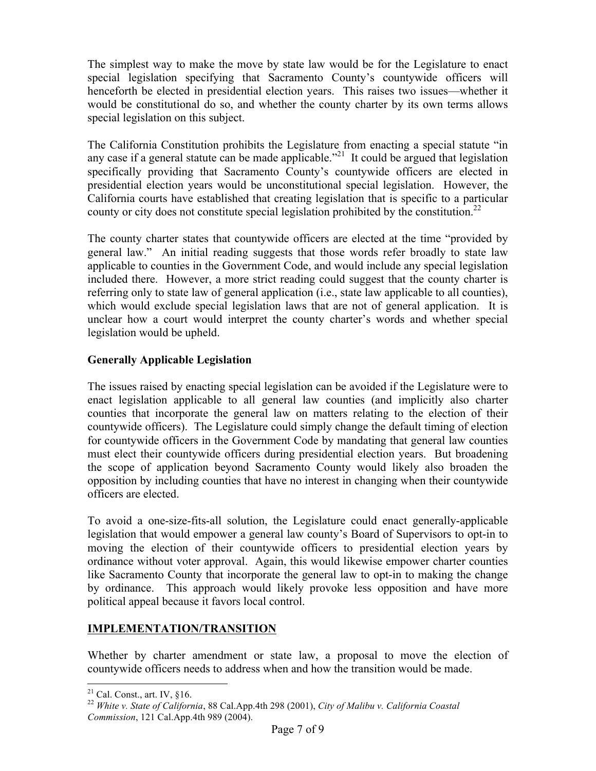The simplest way to make the move by state law would be for the Legislature to enact special legislation specifying that Sacramento County's countywide officers will henceforth be elected in presidential election years. This raises two issues—whether it would be constitutional do so, and whether the county charter by its own terms allows special legislation on this subject.

The California Constitution prohibits the Legislature from enacting a special statute "in any case if a general statute can be made applicable."[21] It could be argued that legislation specifically providing that Sacramento County's countywide officers are elected in presidential election years would be unconstitutional special legislation. However, the California courts have established that creating legislation that is specific to a particular county or city does not constitute special legislation prohibited by the constitution.[22]

The county charter states that countywide officers are elected at the time "provided by general law." An initial reading suggests that those words refer broadly to state law applicable to counties in the Government Code, and would include any special legislation included there. However, a more strict reading could suggest that the county charter is referring only to state law of general application (i.e., state law applicable to all counties), which would exclude special legislation laws that are not of general application. It is unclear how a court would interpret the county charter's words and whether special legislation would be upheld.

### Generally Applicable Legislation

The issues raised by enacting special legislation can be avoided if the Legislature were to enact legislation applicable to all general law counties (and implicitly also charter counties that incorporate the general law on matters relating to the election of their countywide officers). The Legislature could simply change the default timing of election for countywide officers in the Government Code by mandating that general law counties must elect their countywide officers during presidential election years. But broadening the scope of application beyond Sacramento County would likely also broaden the opposition by including counties that have no interest in changing when their countywide officers are elected.

To avoid a one-size-fits-all solution, the Legislature could enact generally-applicable legislation that would empower a general law county's Board of Supervisors to opt-in to moving the election of their countywide officers to presidential election years by ordinance without voter approval. Again, this would likewise empower charter counties like Sacramento County that incorporate the general law to opt-in to making the change by ordinance. This approach would likely provoke less opposition and have more political appeal because it favors local control.

## IMPLEMENTATION/TRANSITION

Whether by charter amendment or state law, a proposal to move the election of countywide officers needs to address when and how the transition would be made.

---

[21] Cal. Const., art. IV, §16.

[22] *White v. State of California*, 88 Cal.App.4th 298 (2001), *City of Malibu v. California Coastal Commission*, 121 Cal.App.4th 989 (2004).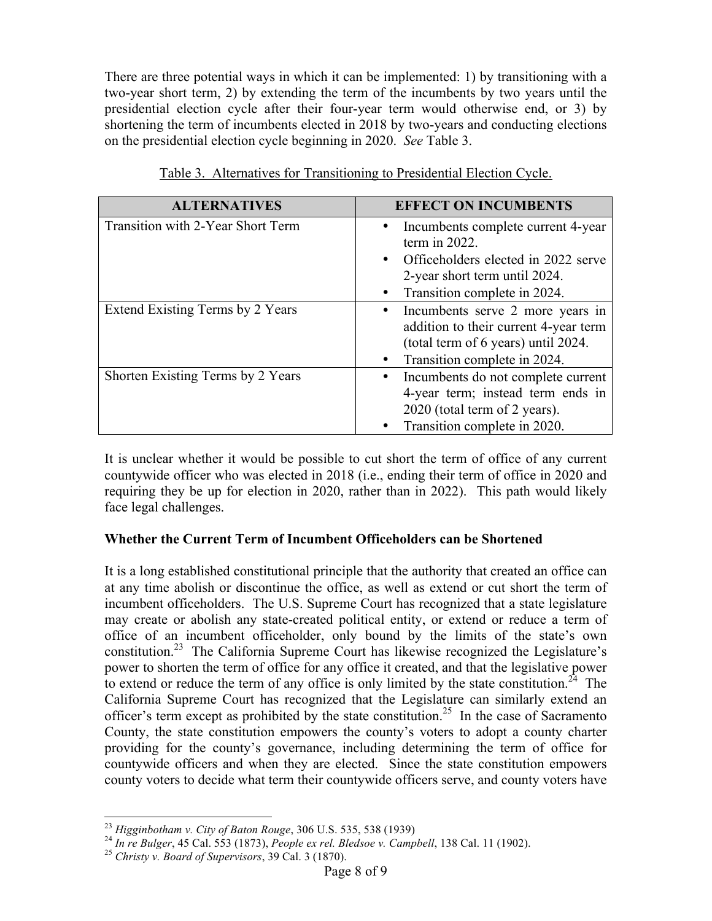There are three potential ways in which it can be implemented: 1) by transitioning with a two-year short term, 2) by extending the term of the incumbents by two years until the presidential election cycle after their four-year term would otherwise end, or 3) by shortening the term of incumbents elected in 2018 by two-years and conducting elections on the presidential election cycle beginning in 2020. *See* Table 3.

Table 3. Alternatives for Transitioning to Presidential Election Cycle.

| ALTERNATIVES | EFFECT ON INCUMBENTS |
|---|---|
| Transition with 2-Year Short Term | • Incumbents complete current 4-year term in 2022.<br>• Officeholders elected in 2022 serve 2-year short term until 2024.<br>• Transition complete in 2024. |
| Extend Existing Terms by 2 Years | • Incumbents serve 2 more years in addition to their current 4-year term (total term of 6 years) until 2024.<br>• Transition complete in 2024. |
| Shorten Existing Terms by 2 Years | • Incumbents do not complete current 4-year term; instead term ends in 2020 (total term of 2 years).<br>• Transition complete in 2020. |

It is unclear whether it would be possible to cut short the term of office of any current countywide officer who was elected in 2018 (i.e., ending their term of office in 2020 and requiring they be up for election in 2020, rather than in 2022). This path would likely face legal challenges.

**Whether the Current Term of Incumbent Officeholders can be Shortened**

It is a long established constitutional principle that the authority that created an office can at any time abolish or discontinue the office, as well as extend or cut short the term of incumbent officeholders. The U.S. Supreme Court has recognized that a state legislature may create or abolish any state-created political entity, or extend or reduce a term of office of an incumbent officeholder, only bound by the limits of the state's own constitution.[23] The California Supreme Court has likewise recognized the Legislature's power to shorten the term of office for any office it created, and that the legislative power to extend or reduce the term of any office is only limited by the state constitution.[24] The California Supreme Court has recognized that the Legislature can similarly extend an officer's term except as prohibited by the state constitution.[25] In the case of Sacramento County, the state constitution empowers the county's voters to adopt a county charter providing for the county's governance, including determining the term of office for countywide officers and when they are elected. Since the state constitution empowers county voters to decide what term their countywide officers serve, and county voters have

---

[23] *Higginbotham v. City of Baton Rouge*, 306 U.S. 535, 538 (1939)

[24] *In re Bulger*, 45 Cal. 553 (1873), *People ex rel. Bledsoe v. Campbell*, 138 Cal. 11 (1902).

[25] *Christy v. Board of Supervisors*, 39 Cal. 3 (1870).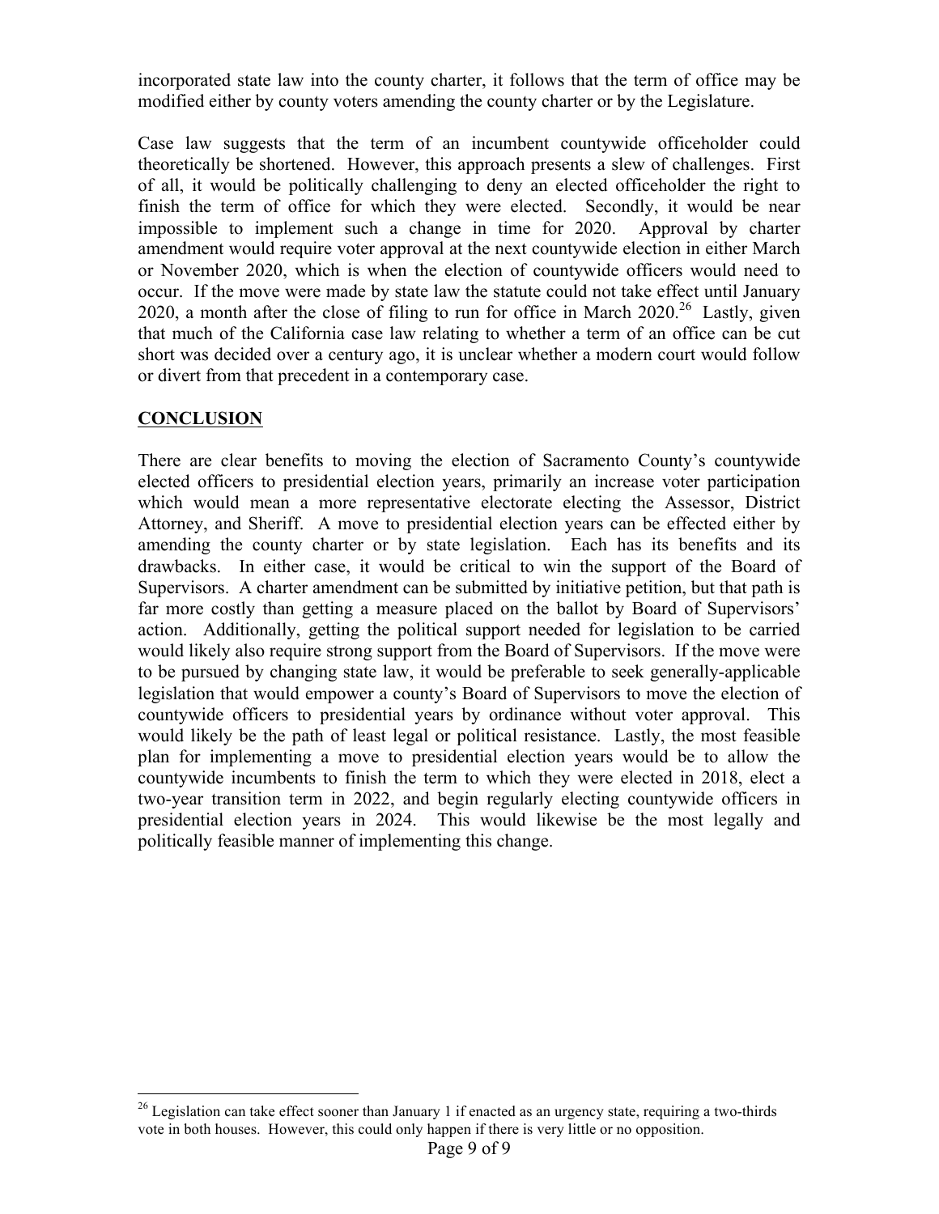incorporated state law into the county charter, it follows that the term of office may be modified either by county voters amending the county charter or by the Legislature.

Case law suggests that the term of an incumbent countywide officeholder could theoretically be shortened. However, this approach presents a slew of challenges. First of all, it would be politically challenging to deny an elected officeholder the right to finish the term of office for which they were elected. Secondly, it would be near impossible to implement such a change in time for 2020. Approval by charter amendment would require voter approval at the next countywide election in either March or November 2020, which is when the election of countywide officers would need to occur. If the move were made by state law the statute could not take effect until January 2020, a month after the close of filing to run for office in March 2020.[26] Lastly, given that much of the California case law relating to whether a term of an office can be cut short was decided over a century ago, it is unclear whether a modern court would follow or divert from that precedent in a contemporary case.

## CONCLUSION

There are clear benefits to moving the election of Sacramento County's countywide elected officers to presidential election years, primarily an increase voter participation which would mean a more representative electorate electing the Assessor, District Attorney, and Sheriff. A move to presidential election years can be effected either by amending the county charter or by state legislation. Each has its benefits and its drawbacks. In either case, it would be critical to win the support of the Board of Supervisors. A charter amendment can be submitted by initiative petition, but that path is far more costly than getting a measure placed on the ballot by Board of Supervisors' action. Additionally, getting the political support needed for legislation to be carried would likely also require strong support from the Board of Supervisors. If the move were to be pursued by changing state law, it would be preferable to seek generally-applicable legislation that would empower a county's Board of Supervisors to move the election of countywide officers to presidential years by ordinance without voter approval. This would likely be the path of least legal or political resistance. Lastly, the most feasible plan for implementing a move to presidential election years would be to allow the countywide incumbents to finish the term to which they were elected in 2018, elect a two-year transition term in 2022, and begin regularly electing countywide officers in presidential election years in 2024. This would likewise be the most legally and politically feasible manner of implementing this change.

[26] Legislation can take effect sooner than January 1 if enacted as an urgency state, requiring a two-thirds vote in both houses. However, this could only happen if there is very little or no opposition.